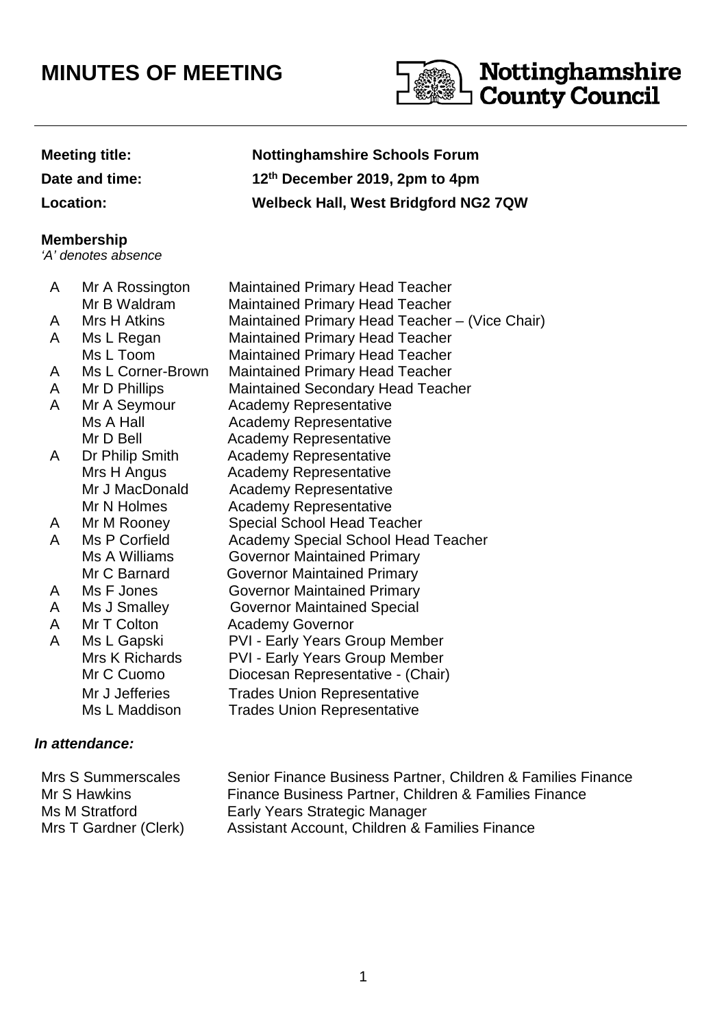# MINUTES OF MEETING

Nottinghamshire County Council

| | |
|---|---|
| **Meeting title:** | **Nottinghamshire Schools Forum** |
| **Date and time:** | **12th December 2019, 2pm to 4pm** |
| **Location:** | **Welbeck Hall, West Bridgford NG2 7QW** |

**Membership**
*'A' denotes absence*

| | | |
|---|---|---|
| A | Mr A Rossington | Maintained Primary Head Teacher |
| | Mr B Waldram | Maintained Primary Head Teacher |
| A | Mrs H Atkins | Maintained Primary Head Teacher – (Vice Chair) |
| A | Ms L Regan | Maintained Primary Head Teacher |
| | Ms L Toom | Maintained Primary Head Teacher |
| A | Ms L Corner-Brown | Maintained Primary Head Teacher |
| A | Mr D Phillips | Maintained Secondary Head Teacher |
| A | Mr A Seymour | Academy Representative |
| | Ms A Hall | Academy Representative |
| | Mr D Bell | Academy Representative |
| A | Dr Philip Smith | Academy Representative |
| | Mrs H Angus | Academy Representative |
| | Mr J MacDonald | Academy Representative |
| | Mr N Holmes | Academy Representative |
| A | Mr M Rooney | Special School Head Teacher |
| A | Ms P Corfield | Academy Special School Head Teacher |
| | Ms A Williams | Governor Maintained Primary |
| | Mr C Barnard | Governor Maintained Primary |
| A | Ms F Jones | Governor Maintained Primary |
| A | Ms J Smalley | Governor Maintained Special |
| A | Mr T Colton | Academy Governor |
| A | Ms L Gapski | PVI - Early Years Group Member |
| | Mrs K Richards | PVI - Early Years Group Member |
| | Mr C Cuomo | Diocesan Representative - (Chair) |
| | Mr J Jefferies | Trades Union Representative |
| | Ms L Maddison | Trades Union Representative |

***In attendance:***

| | |
|---|---|
| Mrs S Summerscales | Senior Finance Business Partner, Children & Families Finance |
| Mr S Hawkins | Finance Business Partner, Children & Families Finance |
| Ms M Stratford | Early Years Strategic Manager |
| Mrs T Gardner (Clerk) | Assistant Account, Children & Families Finance |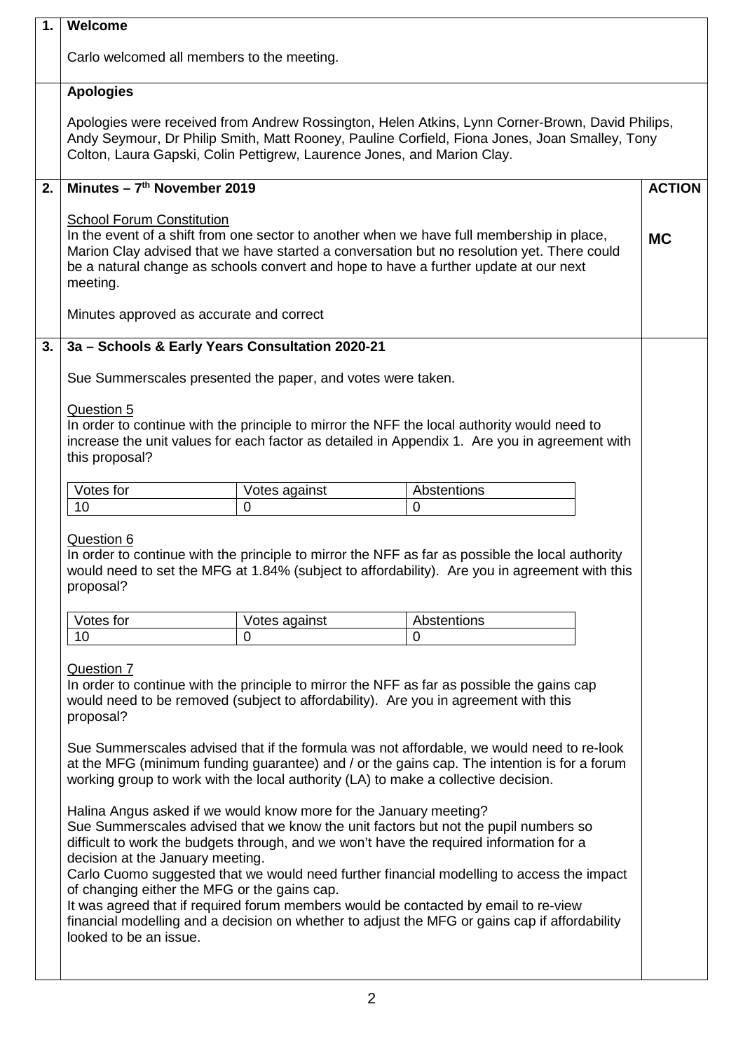**1. Welcome**

Carlo welcomed all members to the meeting.

**Apologies**

Apologies were received from Andrew Rossington, Helen Atkins, Lynn Corner-Brown, David Philips, Andy Seymour, Dr Philip Smith, Matt Rooney, Pauline Corfield, Fiona Jones, Joan Smalley, Tony Colton, Laura Gapski, Colin Pettigrew, Laurence Jones, and Marion Clay.

**2. Minutes – 7th November 2019** — **ACTION**

School Forum Constitution
In the event of a shift from one sector to another when we have full membership in place, Marion Clay advised that we have started a conversation but no resolution yet. There could be a natural change as schools convert and hope to have a further update at our next meeting. — **MC**

Minutes approved as accurate and correct

**3. 3a – Schools & Early Years Consultation 2020-21**

Sue Summerscales presented the paper, and votes were taken.

Question 5
In order to continue with the principle to mirror the NFF the local authority would need to increase the unit values for each factor as detailed in Appendix 1. Are you in agreement with this proposal?

| Votes for | Votes against | Abstentions |
|---|---|---|
| 10 | 0 | 0 |

Question 6
In order to continue with the principle to mirror the NFF as far as possible the local authority would need to set the MFG at 1.84% (subject to affordability). Are you in agreement with this proposal?

| Votes for | Votes against | Abstentions |
|---|---|---|
| 10 | 0 | 0 |

Question 7
In order to continue with the principle to mirror the NFF as far as possible the gains cap would need to be removed (subject to affordability). Are you in agreement with this proposal?

Sue Summerscales advised that if the formula was not affordable, we would need to re-look at the MFG (minimum funding guarantee) and / or the gains cap. The intention is for a forum working group to work with the local authority (LA) to make a collective decision.

Halina Angus asked if we would know more for the January meeting?
Sue Summerscales advised that we know the unit factors but not the pupil numbers so difficult to work the budgets through, and we won't have the required information for a decision at the January meeting.
Carlo Cuomo suggested that we would need further financial modelling to access the impact of changing either the MFG or the gains cap.
It was agreed that if required forum members would be contacted by email to re-view financial modelling and a decision on whether to adjust the MFG or gains cap if affordability looked to be an issue.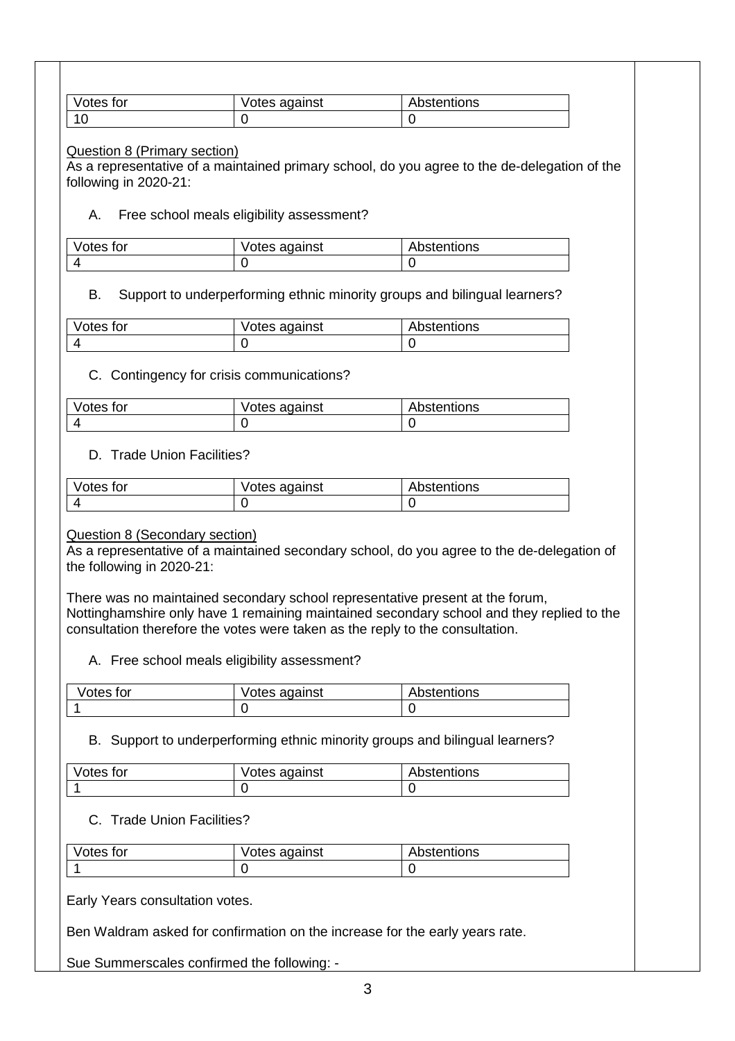| Votes for | Votes against | Abstentions |
| --- | --- | --- |
| 10 | 0 | 0 |

Question 8 (Primary section)

As a representative of a maintained primary school, do you agree to the de-delegation of the following in 2020-21:

A. Free school meals eligibility assessment?

| Votes for | Votes against | Abstentions |
| --- | --- | --- |
| 4 | 0 | 0 |

B. Support to underperforming ethnic minority groups and bilingual learners?

| Votes for | Votes against | Abstentions |
| --- | --- | --- |
| 4 | 0 | 0 |

C. Contingency for crisis communications?

| Votes for | Votes against | Abstentions |
| --- | --- | --- |
| 4 | 0 | 0 |

D. Trade Union Facilities?

| Votes for | Votes against | Abstentions |
| --- | --- | --- |
| 4 | 0 | 0 |

Question 8 (Secondary section)

As a representative of a maintained secondary school, do you agree to the de-delegation of the following in 2020-21:

There was no maintained secondary school representative present at the forum, Nottinghamshire only have 1 remaining maintained secondary school and they replied to the consultation therefore the votes were taken as the reply to the consultation.

A. Free school meals eligibility assessment?

| Votes for | Votes against | Abstentions |
| --- | --- | --- |
| 1 | 0 | 0 |

B. Support to underperforming ethnic minority groups and bilingual learners?

| Votes for | Votes against | Abstentions |
| --- | --- | --- |
| 1 | 0 | 0 |

C. Trade Union Facilities?

| Votes for | Votes against | Abstentions |
| --- | --- | --- |
| 1 | 0 | 0 |

Early Years consultation votes.

Ben Waldram asked for confirmation on the increase for the early years rate.

Sue Summerscales confirmed the following: -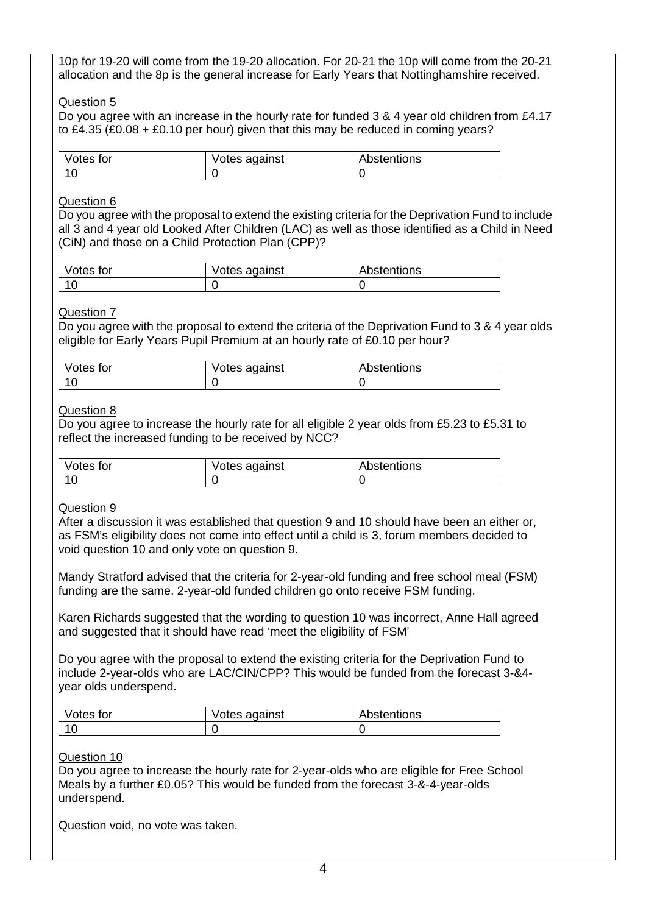10p for 19-20 will come from the 19-20 allocation. For 20-21 the 10p will come from the 20-21 allocation and the 8p is the general increase for Early Years that Nottinghamshire received.

Question 5

Do you agree with an increase in the hourly rate for funded 3 & 4 year old children from £4.17 to £4.35 (£0.08 + £0.10 per hour) given that this may be reduced in coming years?

| Votes for | Votes against | Abstentions |
|---|---|---|
| 10 | 0 | 0 |

Question 6

Do you agree with the proposal to extend the existing criteria for the Deprivation Fund to include all 3 and 4 year old Looked After Children (LAC) as well as those identified as a Child in Need (CiN) and those on a Child Protection Plan (CPP)?

| Votes for | Votes against | Abstentions |
|---|---|---|
| 10 | 0 | 0 |

Question 7

Do you agree with the proposal to extend the criteria of the Deprivation Fund to 3 & 4 year olds eligible for Early Years Pupil Premium at an hourly rate of £0.10 per hour?

| Votes for | Votes against | Abstentions |
|---|---|---|
| 10 | 0 | 0 |

Question 8

Do you agree to increase the hourly rate for all eligible 2 year olds from £5.23 to £5.31 to reflect the increased funding to be received by NCC?

| Votes for | Votes against | Abstentions |
|---|---|---|
| 10 | 0 | 0 |

Question 9

After a discussion it was established that question 9 and 10 should have been an either or, as FSM's eligibility does not come into effect until a child is 3, forum members decided to void question 10 and only vote on question 9.

Mandy Stratford advised that the criteria for 2-year-old funding and free school meal (FSM) funding are the same. 2-year-old funded children go onto receive FSM funding.

Karen Richards suggested that the wording to question 10 was incorrect, Anne Hall agreed and suggested that it should have read 'meet the eligibility of FSM'

Do you agree with the proposal to extend the existing criteria for the Deprivation Fund to include 2-year-olds who are LAC/CIN/CPP? This would be funded from the forecast 3-&4-year olds underspend.

| Votes for | Votes against | Abstentions |
|---|---|---|
| 10 | 0 | 0 |

Question 10

Do you agree to increase the hourly rate for 2-year-olds who are eligible for Free School Meals by a further £0.05? This would be funded from the forecast 3-&-4-year-olds underspend.

Question void, no vote was taken.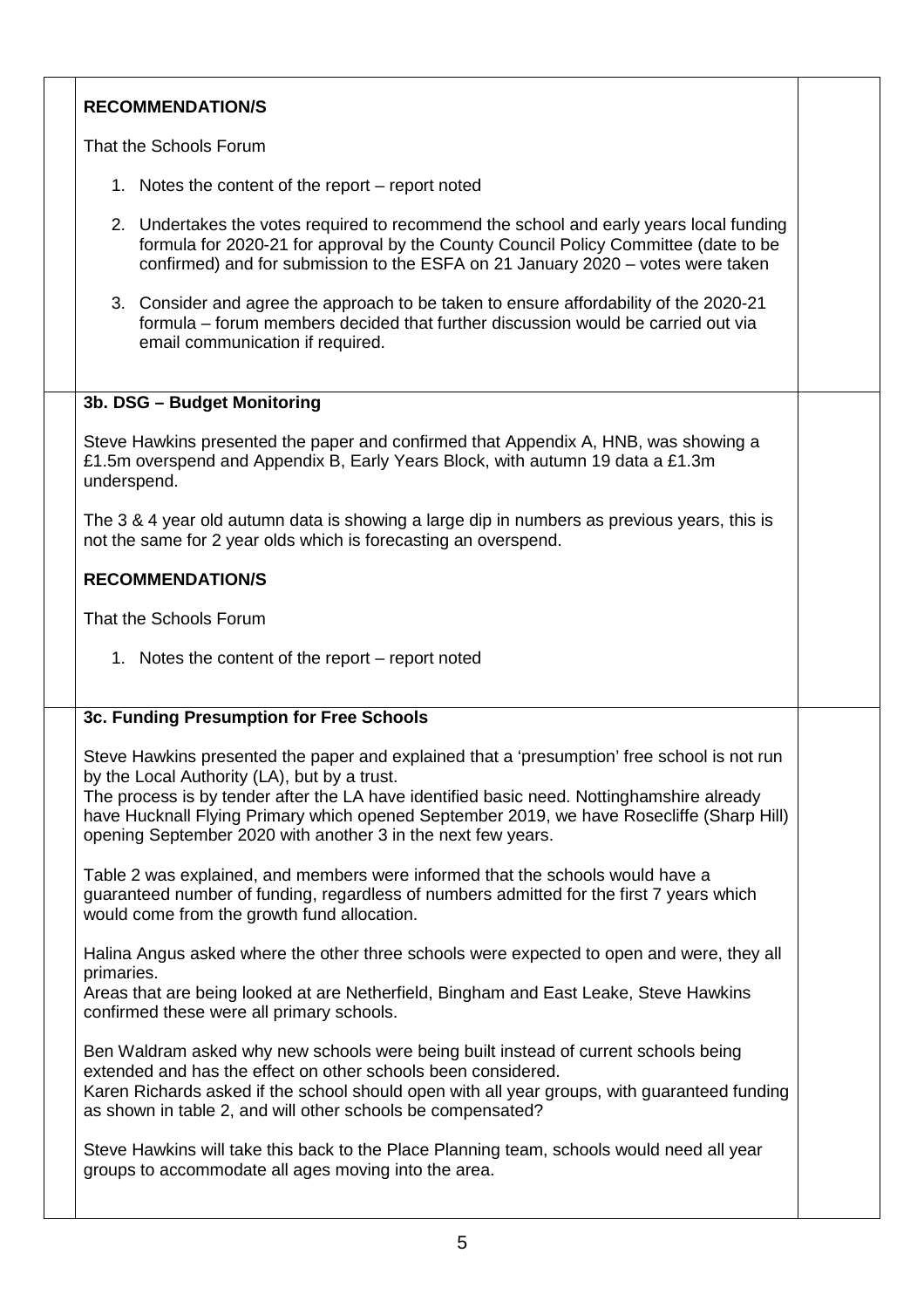**RECOMMENDATION/S**

That the Schools Forum

1. Notes the content of the report – report noted
2. Undertakes the votes required to recommend the school and early years local funding formula for 2020-21 for approval by the County Council Policy Committee (date to be confirmed) and for submission to the ESFA on 21 January 2020 – votes were taken
3. Consider and agree the approach to be taken to ensure affordability of the 2020-21 formula – forum members decided that further discussion would be carried out via email communication if required.

**3b. DSG – Budget Monitoring**

Steve Hawkins presented the paper and confirmed that Appendix A, HNB, was showing a £1.5m overspend and Appendix B, Early Years Block, with autumn 19 data a £1.3m underspend.

The 3 & 4 year old autumn data is showing a large dip in numbers as previous years, this is not the same for 2 year olds which is forecasting an overspend.

**RECOMMENDATION/S**

That the Schools Forum

1. Notes the content of the report – report noted

**3c. Funding Presumption for Free Schools**

Steve Hawkins presented the paper and explained that a 'presumption' free school is not run by the Local Authority (LA), but by a trust.
The process is by tender after the LA have identified basic need. Nottinghamshire already have Hucknall Flying Primary which opened September 2019, we have Rosecliffe (Sharp Hill) opening September 2020 with another 3 in the next few years.

Table 2 was explained, and members were informed that the schools would have a guaranteed number of funding, regardless of numbers admitted for the first 7 years which would come from the growth fund allocation.

Halina Angus asked where the other three schools were expected to open and were, they all primaries.
Areas that are being looked at are Netherfield, Bingham and East Leake, Steve Hawkins confirmed these were all primary schools.

Ben Waldram asked why new schools were being built instead of current schools being extended and has the effect on other schools been considered.
Karen Richards asked if the school should open with all year groups, with guaranteed funding as shown in table 2, and will other schools be compensated?

Steve Hawkins will take this back to the Place Planning team, schools would need all year groups to accommodate all ages moving into the area.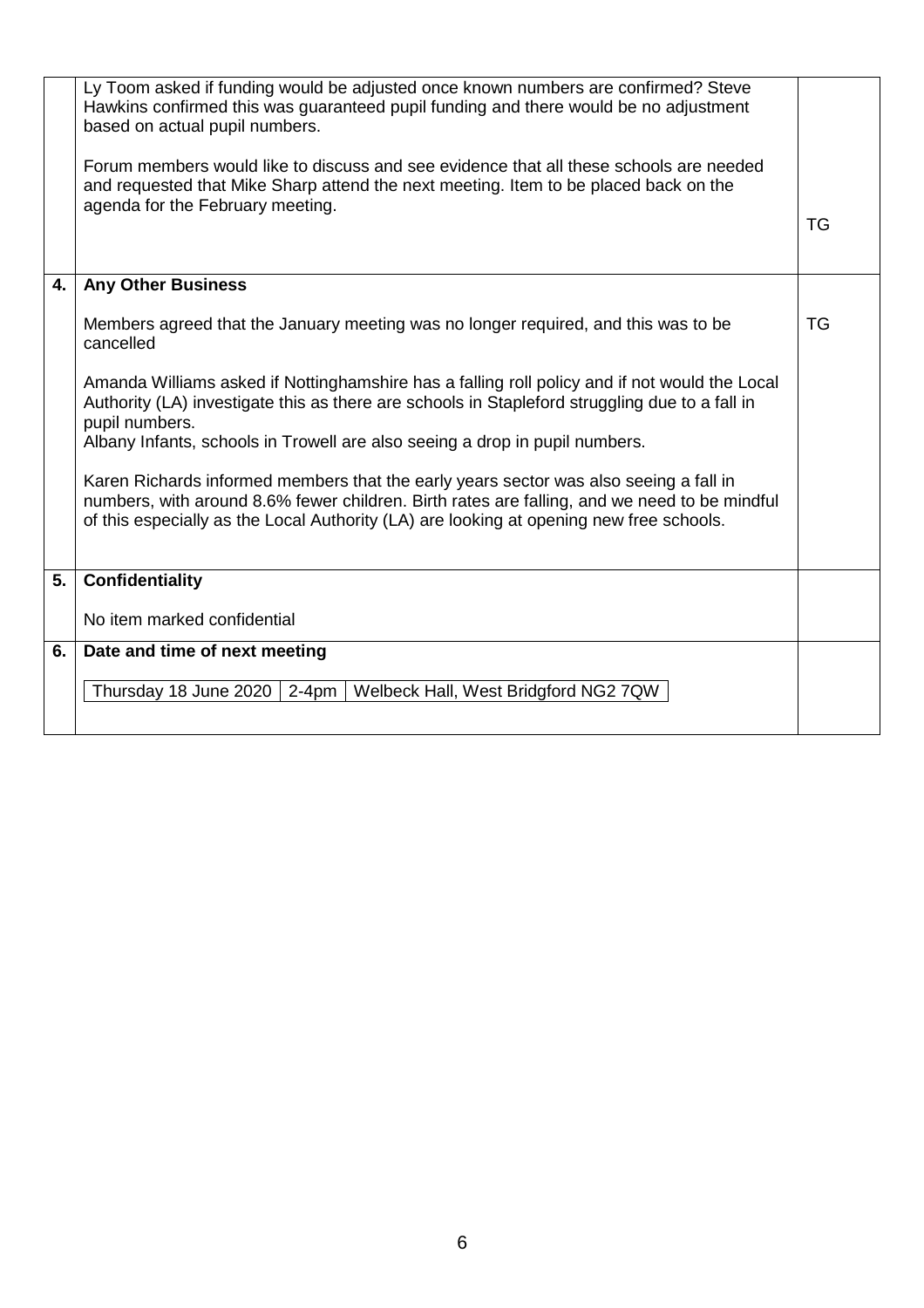| | | |
|---|---|---|
| | Ly Toom asked if funding would be adjusted once known numbers are confirmed? Steve Hawkins confirmed this was guaranteed pupil funding and there would be no adjustment based on actual pupil numbers.<br><br>Forum members would like to discuss and see evidence that all these schools are needed and requested that Mike Sharp attend the next meeting. Item to be placed back on the agenda for the February meeting. | TG |
| **4.** | **Any Other Business**<br><br>Members agreed that the January meeting was no longer required, and this was to be cancelled<br><br>Amanda Williams asked if Nottinghamshire has a falling roll policy and if not would the Local Authority (LA) investigate this as there are schools in Stapleford struggling due to a fall in pupil numbers.<br>Albany Infants, schools in Trowell are also seeing a drop in pupil numbers.<br><br>Karen Richards informed members that the early years sector was also seeing a fall in numbers, with around 8.6% fewer children. Birth rates are falling, and we need to be mindful of this especially as the Local Authority (LA) are looking at opening new free schools. | TG |
| **5.** | **Confidentiality**<br><br>No item marked confidential | |
| **6.** | **Date and time of next meeting**<br><br>Thursday 18 June 2020 \| 2-4pm \| Welbeck Hall, West Bridgford NG2 7QW | |